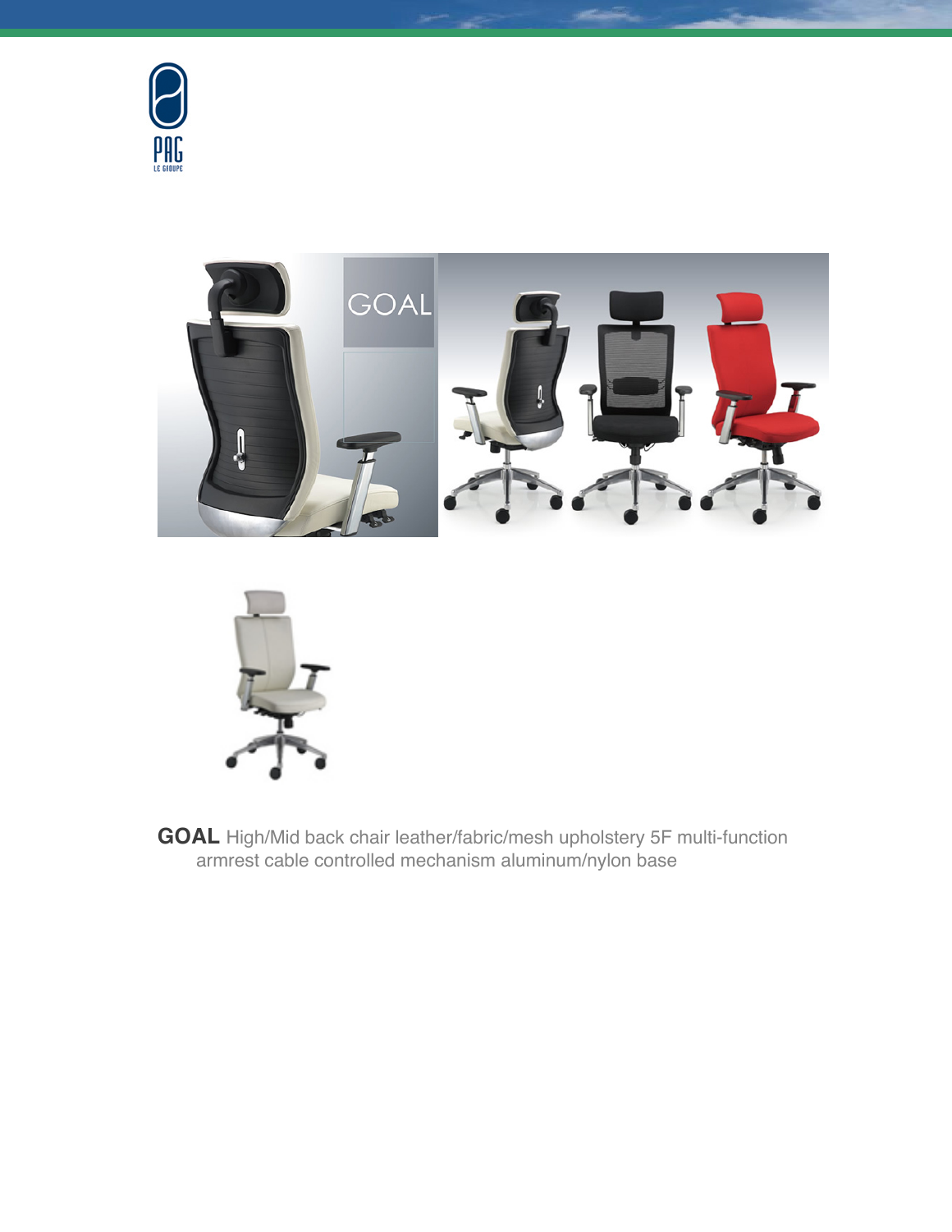**GOAL** High/Mid back chair leather/fabric/mesh upholstery 5F multi-function armrest cable controlled mechanism aluminum/nylon base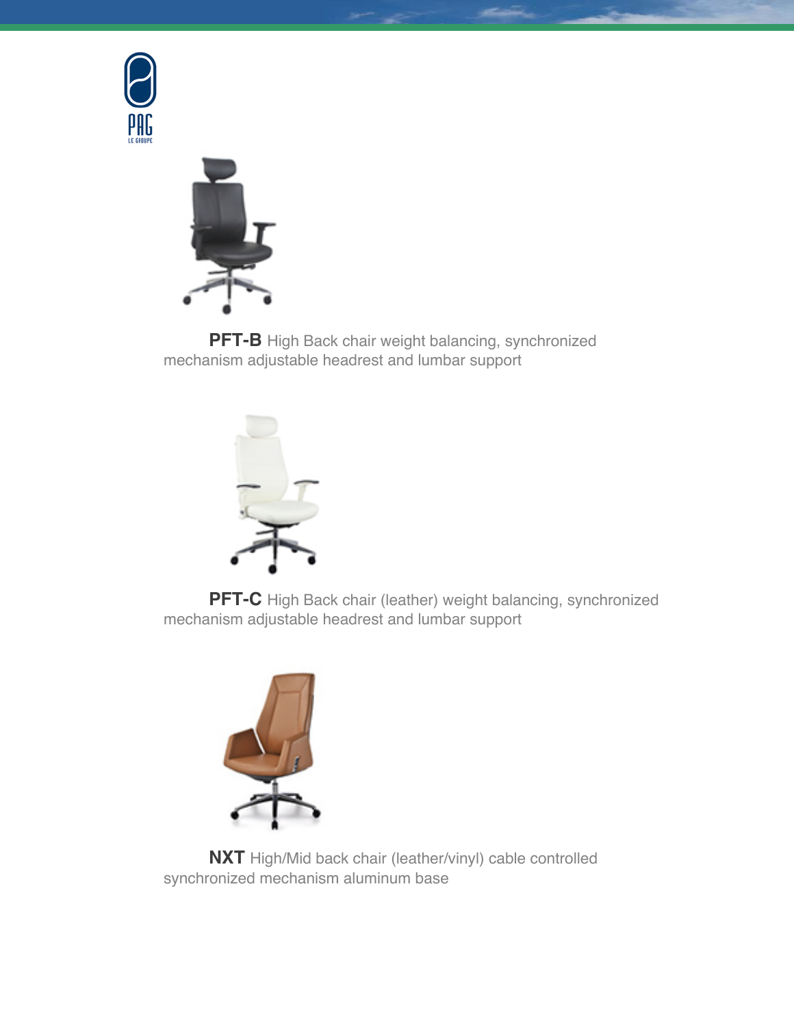**PFT-B** High Back chair weight balancing, synchronized mechanism adjustable headrest and lumbar support

**PFT-C** High Back chair (leather) weight balancing, synchronized mechanism adjustable headrest and lumbar support

**NXT** High/Mid back chair (leather/vinyl) cable controlled synchronized mechanism aluminum base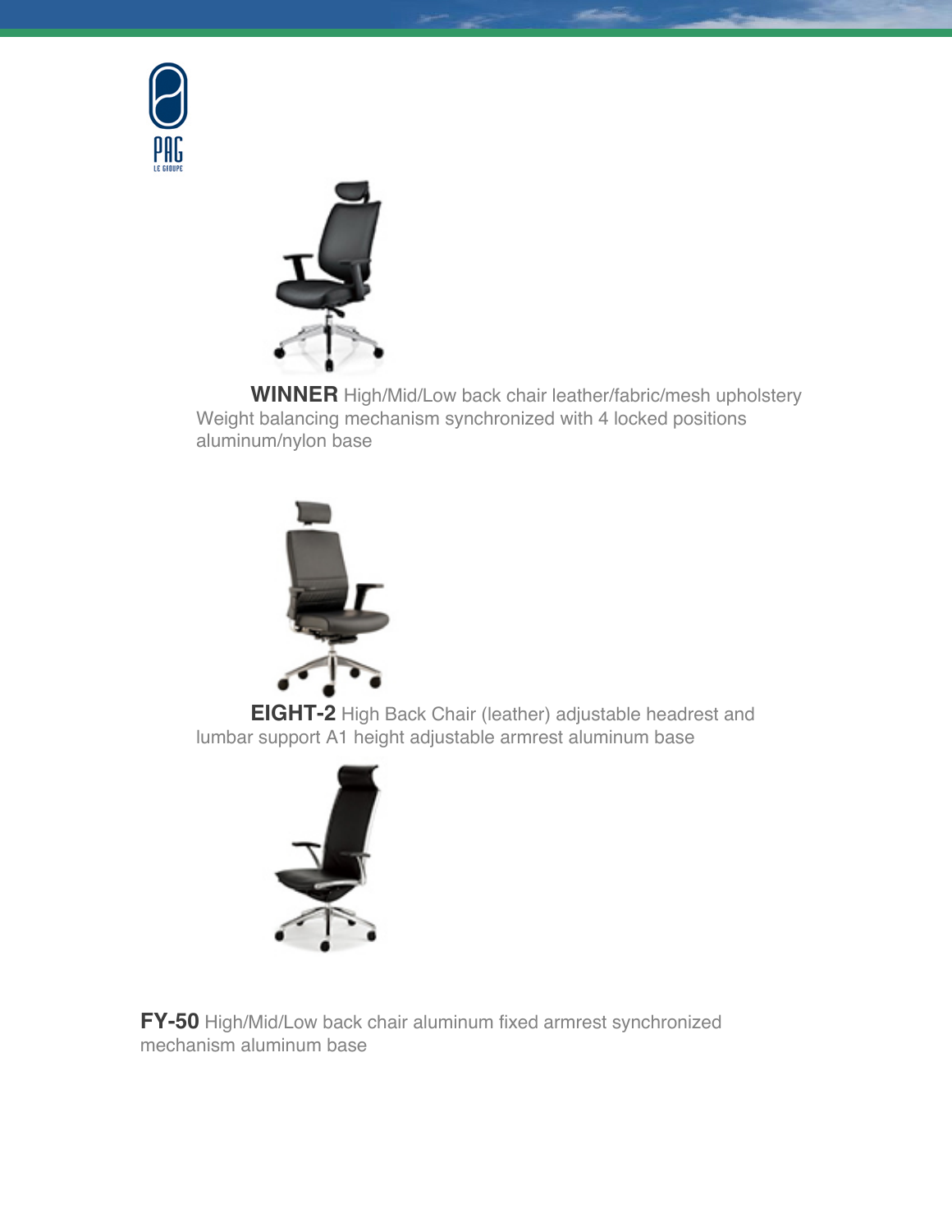**WINNER** High/Mid/Low back chair leather/fabric/mesh upholstery Weight balancing mechanism synchronized with 4 locked positions aluminum/nylon base

**EIGHT-2** High Back Chair (leather) adjustable headrest and lumbar support A1 height adjustable armrest aluminum base

**FY-50** High/Mid/Low back chair aluminum fixed armrest synchronized mechanism aluminum base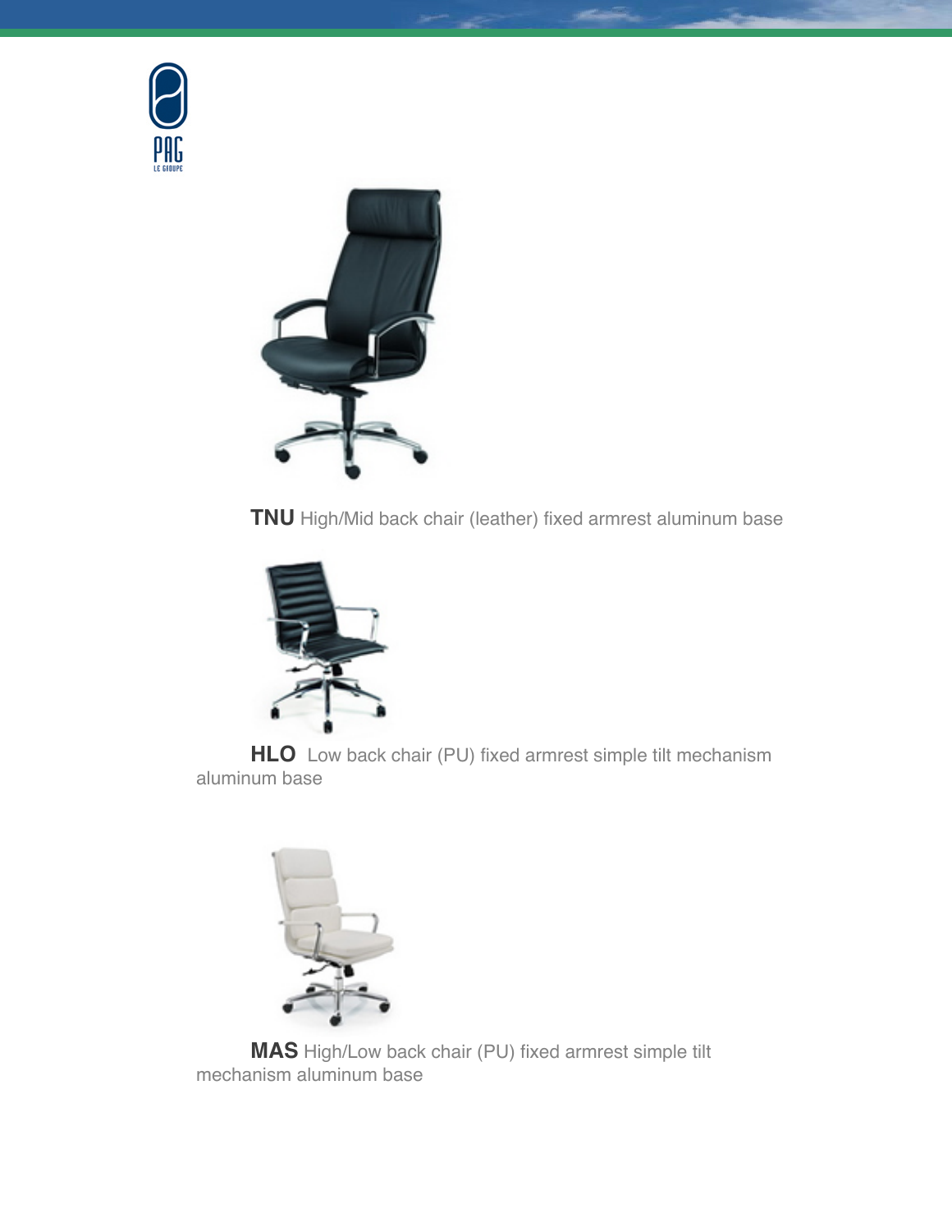**TNU** High/Mid back chair (leather) fixed armrest aluminum base

**HLO** Low back chair (PU) fixed armrest simple tilt mechanism aluminum base

**MAS** High/Low back chair (PU) fixed armrest simple tilt mechanism aluminum base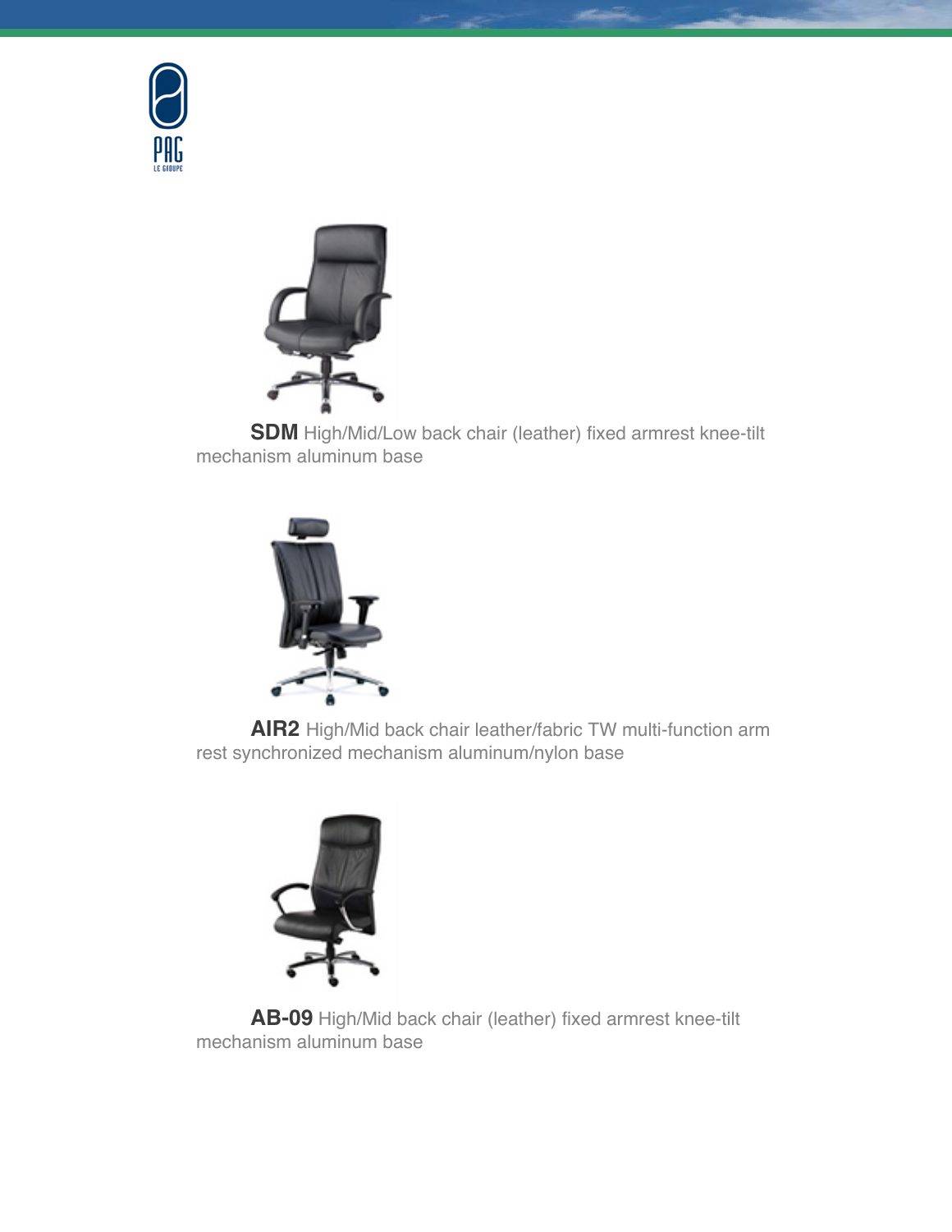**SDM** High/Mid/Low back chair (leather) fixed armrest knee-tilt mechanism aluminum base

**AIR2** High/Mid back chair leather/fabric TW multi-function arm rest synchronized mechanism aluminum/nylon base

**AB-09** High/Mid back chair (leather) fixed armrest knee-tilt mechanism aluminum base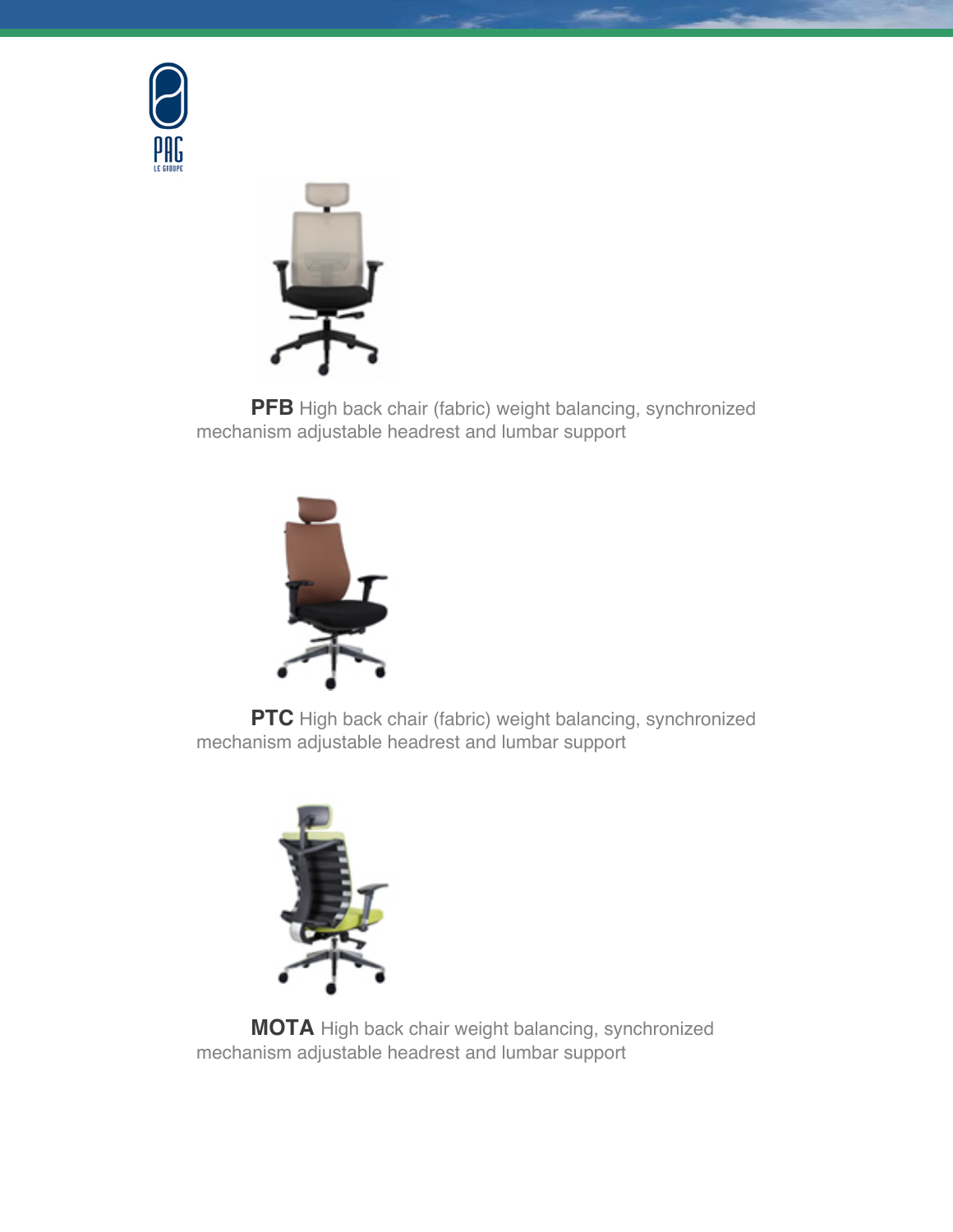**PFB** High back chair (fabric) weight balancing, synchronized mechanism adjustable headrest and lumbar support

**PTC** High back chair (fabric) weight balancing, synchronized mechanism adjustable headrest and lumbar support

**MOTA** High back chair weight balancing, synchronized mechanism adjustable headrest and lumbar support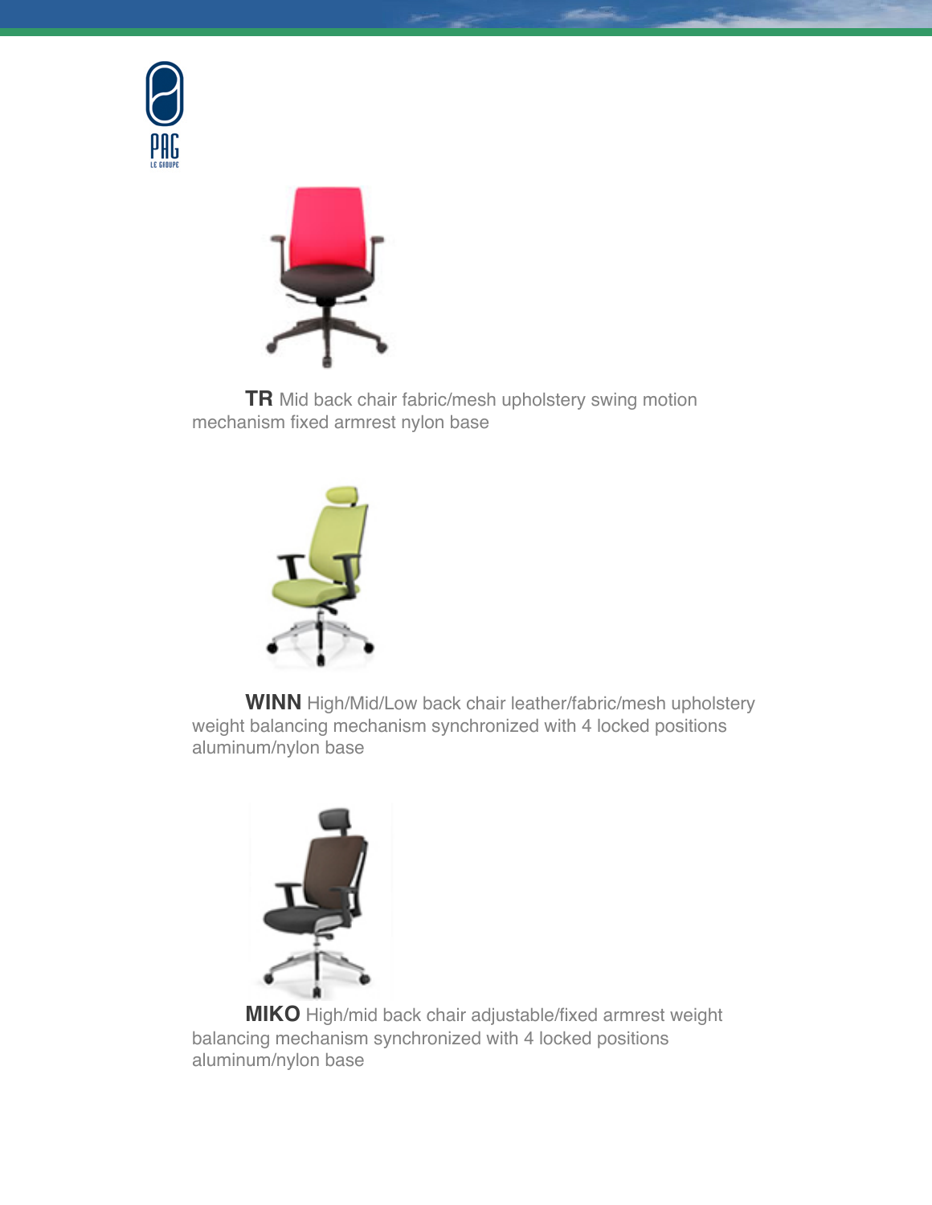**TR** Mid back chair fabric/mesh upholstery swing motion mechanism fixed armrest nylon base

**WINN** High/Mid/Low back chair leather/fabric/mesh upholstery weight balancing mechanism synchronized with 4 locked positions aluminum/nylon base

**MIKO** High/mid back chair adjustable/fixed armrest weight balancing mechanism synchronized with 4 locked positions aluminum/nylon base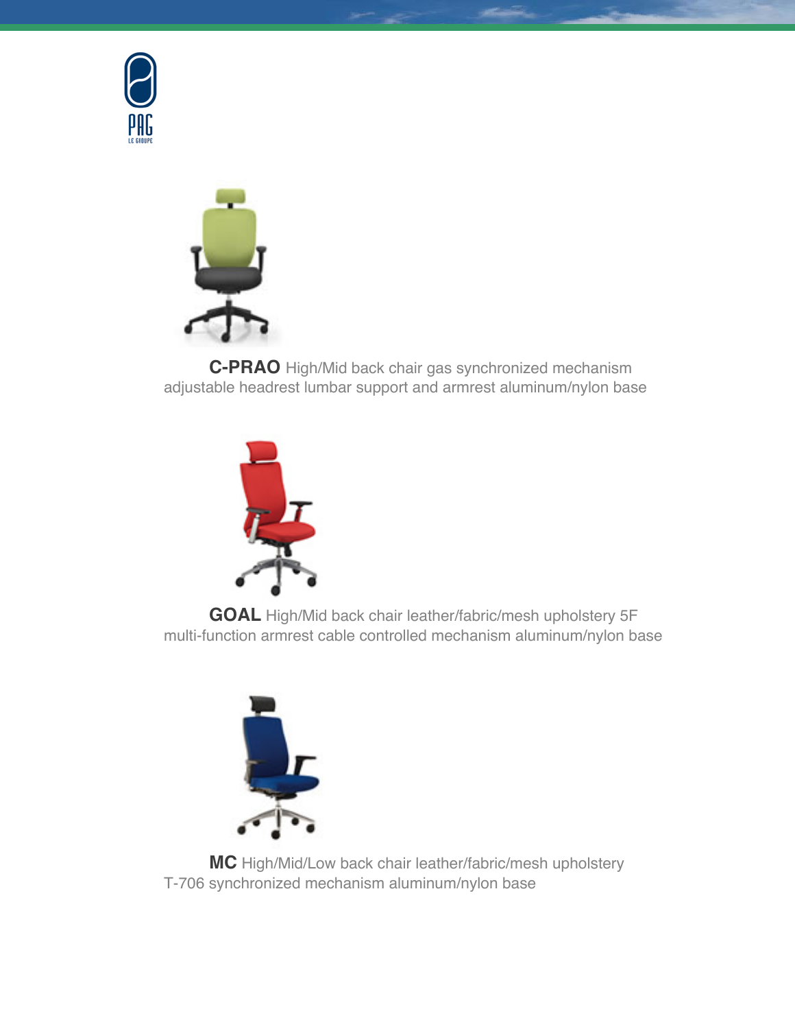**C-PRAO** High/Mid back chair gas synchronized mechanism adjustable headrest lumbar support and armrest aluminum/nylon base

**GOAL** High/Mid back chair leather/fabric/mesh upholstery 5F multi-function armrest cable controlled mechanism aluminum/nylon base

**MC** High/Mid/Low back chair leather/fabric/mesh upholstery T-706 synchronized mechanism aluminum/nylon base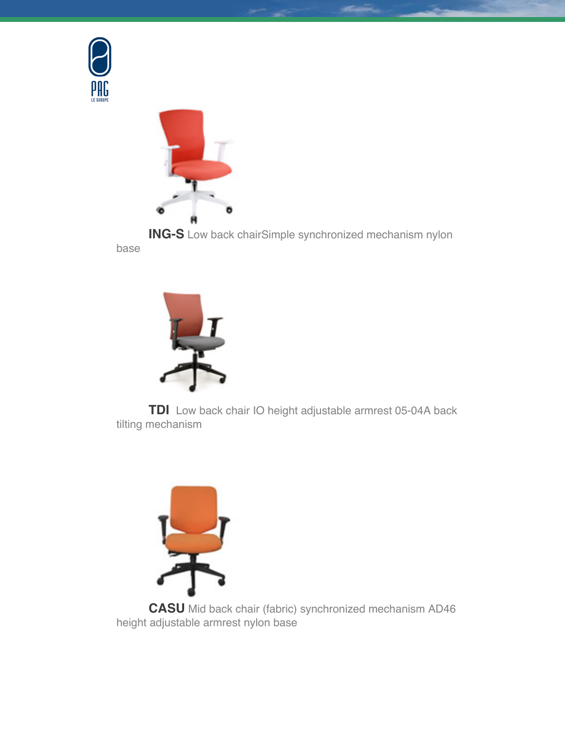**ING-S** Low back chairSimple synchronized mechanism nylon base

**TDI** Low back chair IO height adjustable armrest 05-04A back tilting mechanism

**CASU** Mid back chair (fabric) synchronized mechanism AD46 height adjustable armrest nylon base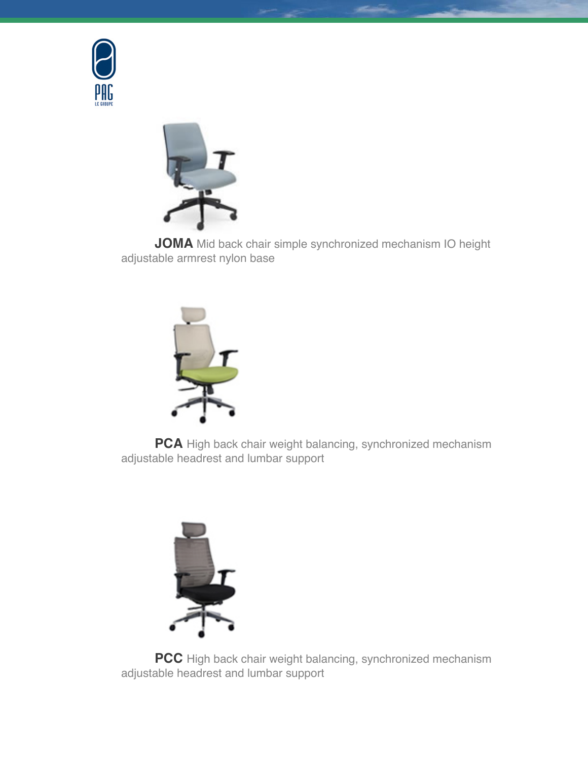**JOMA** Mid back chair simple synchronized mechanism IO height adjustable armrest nylon base

**PCA** High back chair weight balancing, synchronized mechanism adjustable headrest and lumbar support

**PCC** High back chair weight balancing, synchronized mechanism adjustable headrest and lumbar support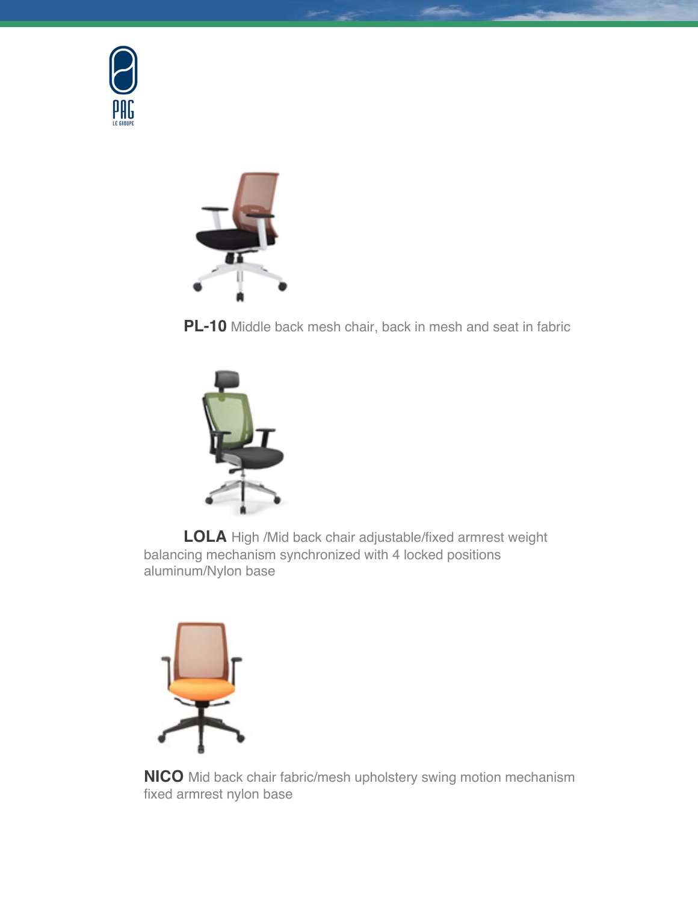**PL-10** Middle back mesh chair, back in mesh and seat in fabric

**LOLA** High /Mid back chair adjustable/fixed armrest weight balancing mechanism synchronized with 4 locked positions aluminum/Nylon base

**NICO** Mid back chair fabric/mesh upholstery swing motion mechanism fixed armrest nylon base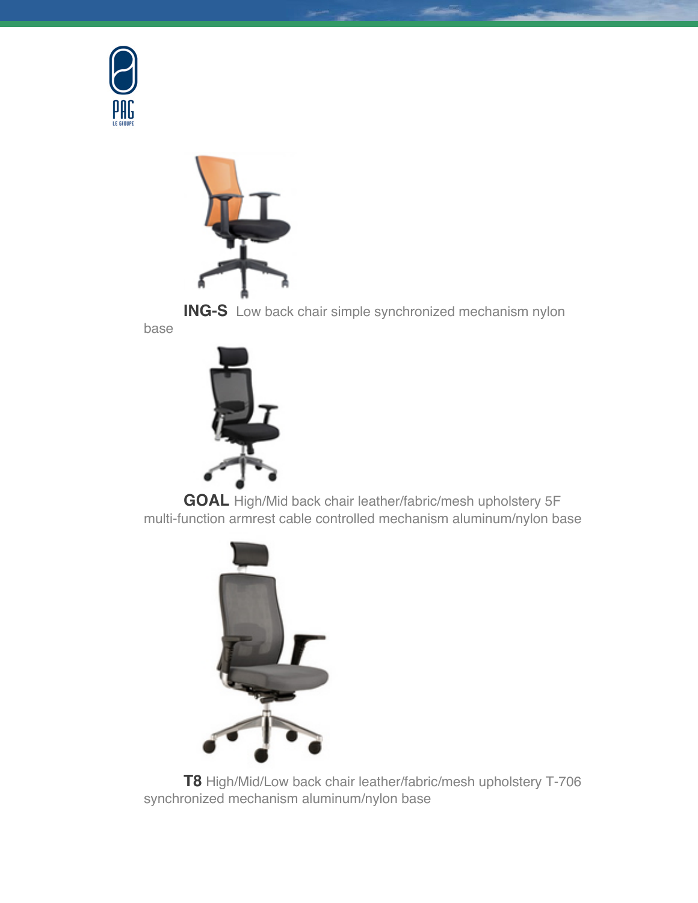**ING-S** Low back chair simple synchronized mechanism nylon base

**GOAL** High/Mid back chair leather/fabric/mesh upholstery 5F multi-function armrest cable controlled mechanism aluminum/nylon base

**T8** High/Mid/Low back chair leather/fabric/mesh upholstery T-706 synchronized mechanism aluminum/nylon base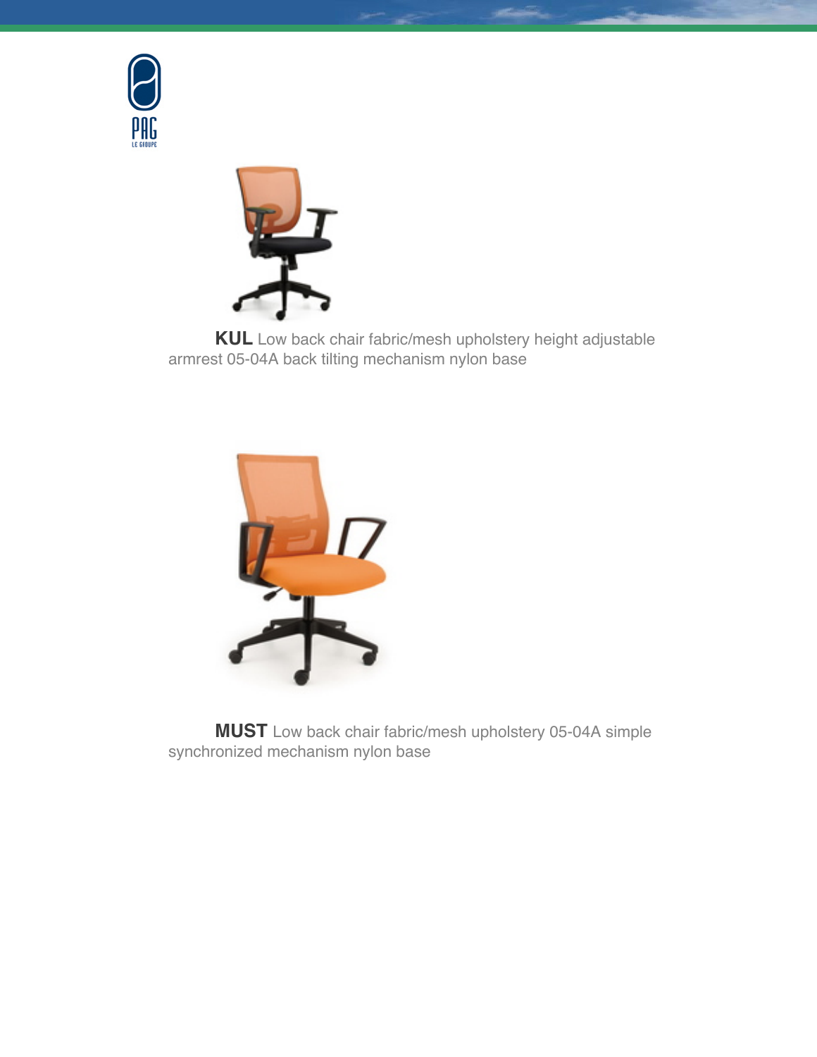**KUL** Low back chair fabric/mesh upholstery height adjustable armrest 05-04A back tilting mechanism nylon base

**MUST** Low back chair fabric/mesh upholstery 05-04A simple synchronized mechanism nylon base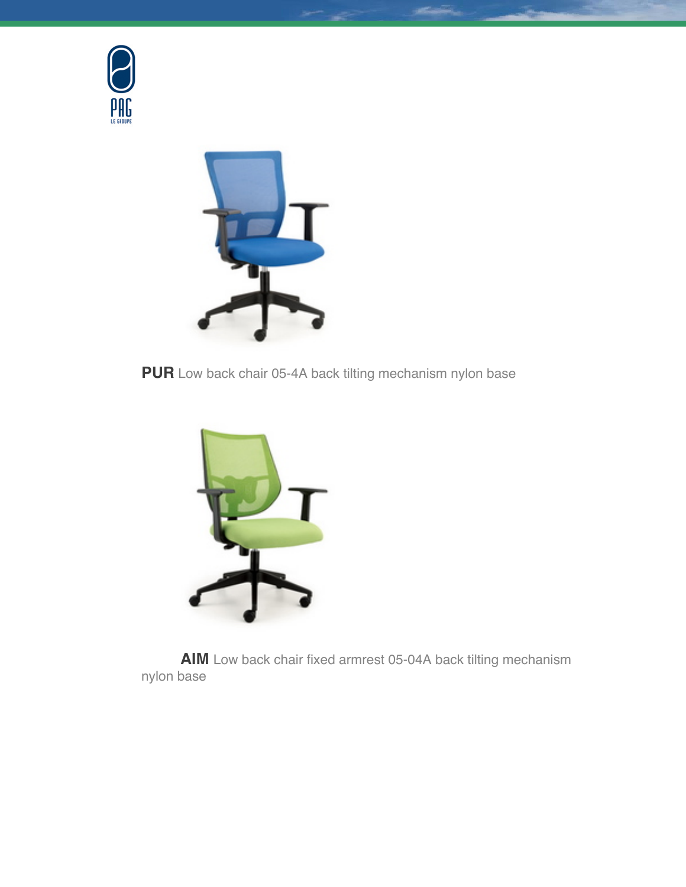**PUR** Low back chair 05-4A back tilting mechanism nylon base

**AIM** Low back chair fixed armrest 05-04A back tilting mechanism nylon base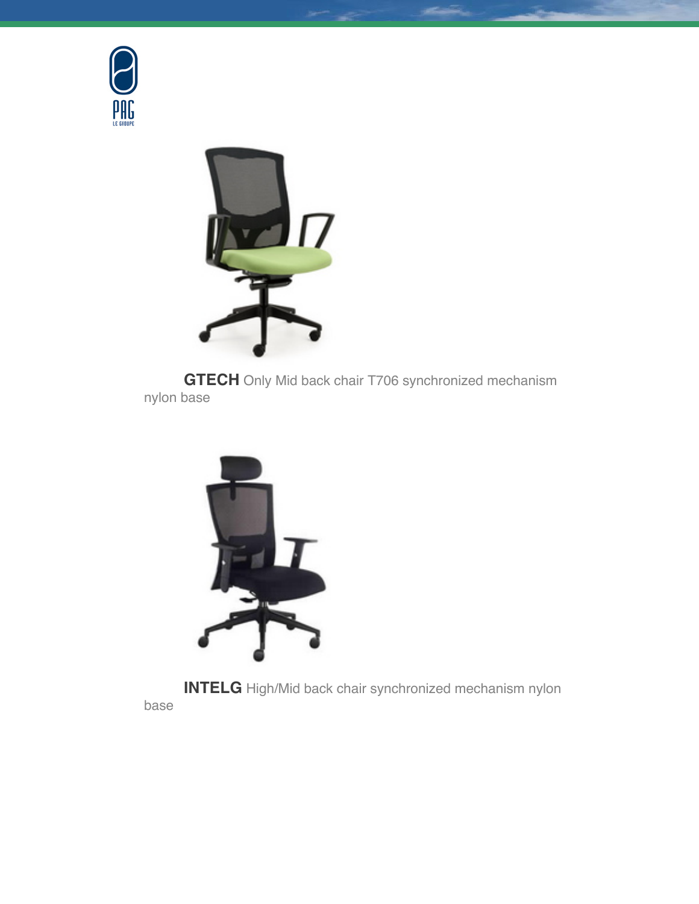**GTECH** Only Mid back chair T706 synchronized mechanism nylon base

**INTELG** High/Mid back chair synchronized mechanism nylon base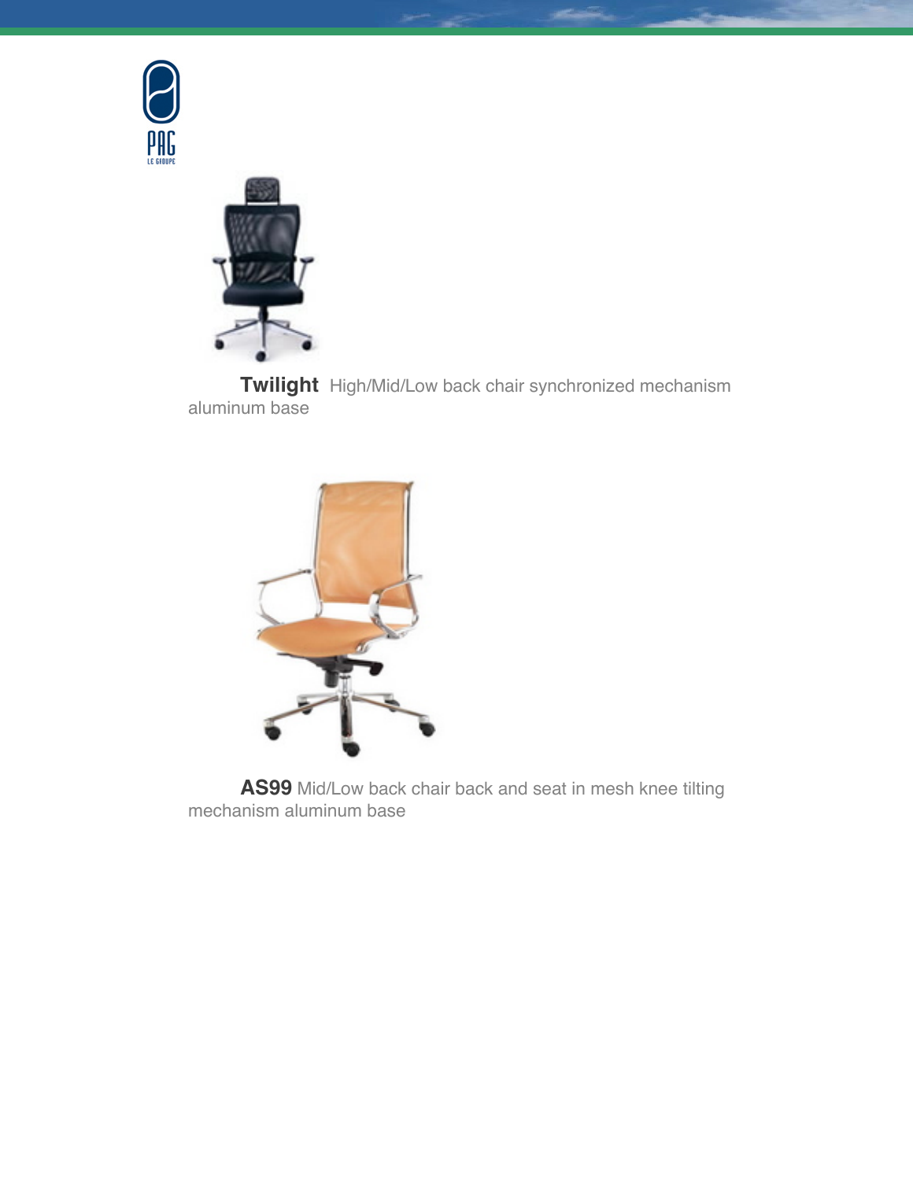**Twilight** High/Mid/Low back chair synchronized mechanism aluminum base

**AS99** Mid/Low back chair back and seat in mesh knee tilting mechanism aluminum base